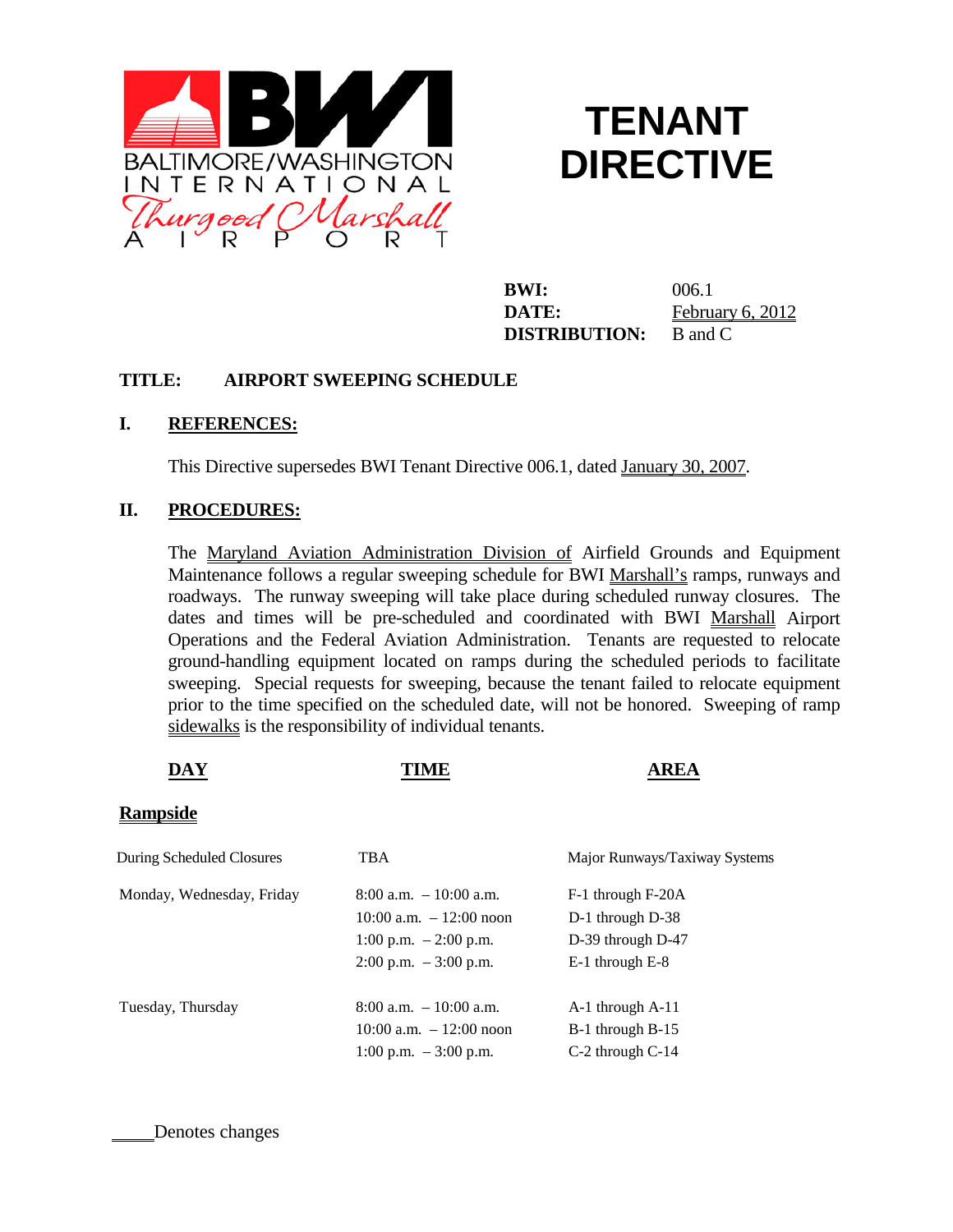BALTIMORE/WASHINGTON INTERNATIONAL Thurgood Marshall AIRPORT

# TENANT DIRECTIVE

**BWI:** 006.1
**DATE:** February 6, 2012
**DISTRIBUTION:** B and C

**TITLE: AIRPORT SWEEPING SCHEDULE**

## I. REFERENCES:

This Directive supersedes BWI Tenant Directive 006.1, dated January 30, 2007.

## II. PROCEDURES:

The Maryland Aviation Administration Division of Airfield Grounds and Equipment Maintenance follows a regular sweeping schedule for BWI Marshall's ramps, runways and roadways. The runway sweeping will take place during scheduled runway closures. The dates and times will be pre-scheduled and coordinated with BWI Marshall Airport Operations and the Federal Aviation Administration. Tenants are requested to relocate ground-handling equipment located on ramps during the scheduled periods to facilitate sweeping. Special requests for sweeping, because the tenant failed to relocate equipment prior to the time specified on the scheduled date, will not be honored. Sweeping of ramp sidewalks is the responsibility of individual tenants.

| DAY | TIME | AREA |
|---|---|---|
| **Rampside** | | |
| During Scheduled Closures | TBA | Major Runways/Taxiway Systems |
| Monday, Wednesday, Friday | 8:00 a.m. – 10:00 a.m. | F-1 through F-20A |
| | 10:00 a.m. – 12:00 noon | D-1 through D-38 |
| | 1:00 p.m. – 2:00 p.m. | D-39 through D-47 |
| | 2:00 p.m. – 3:00 p.m. | E-1 through E-8 |
| Tuesday, Thursday | 8:00 a.m. – 10:00 a.m. | A-1 through A-11 |
| | 10:00 a.m. – 12:00 noon | B-1 through B-15 |
| | 1:00 p.m. – 3:00 p.m. | C-2 through C-14 |

\_\_\_\_Denotes changes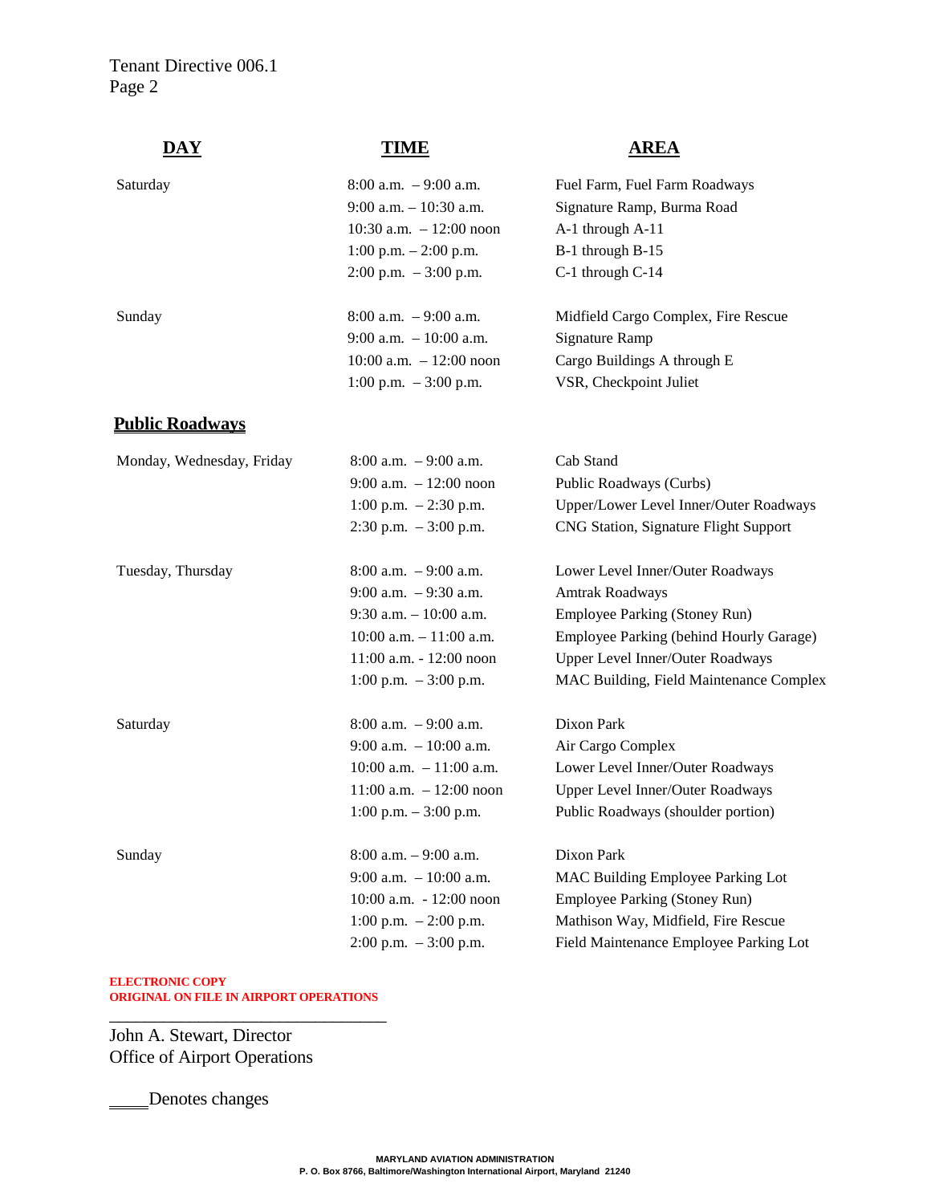Tenant Directive 006.1
Page 2

| DAY | TIME | AREA |
|---|---|---|
| Saturday | 8:00 a.m. – 9:00 a.m. | Fuel Farm, Fuel Farm Roadways |
| | 9:00 a.m. – 10:30 a.m. | Signature Ramp, Burma Road |
| | 10:30 a.m. – 12:00 noon | A-1 through A-11 |
| | 1:00 p.m. – 2:00 p.m. | B-1 through B-15 |
| | 2:00 p.m. – 3:00 p.m. | C-1 through C-14 |
| Sunday | 8:00 a.m. – 9:00 a.m. | Midfield Cargo Complex, Fire Rescue |
| | 9:00 a.m. – 10:00 a.m. | Signature Ramp |
| | 10:00 a.m. – 12:00 noon | Cargo Buildings A through E |
| | 1:00 p.m. – 3:00 p.m. | VSR, Checkpoint Juliet |
| **Public Roadways** | | |
| Monday, Wednesday, Friday | 8:00 a.m. – 9:00 a.m. | Cab Stand |
| | 9:00 a.m. – 12:00 noon | Public Roadways (Curbs) |
| | 1:00 p.m. – 2:30 p.m. | Upper/Lower Level Inner/Outer Roadways |
| | 2:30 p.m. – 3:00 p.m. | CNG Station, Signature Flight Support |
| Tuesday, Thursday | 8:00 a.m. – 9:00 a.m. | Lower Level Inner/Outer Roadways |
| | 9:00 a.m. – 9:30 a.m. | Amtrak Roadways |
| | 9:30 a.m. – 10:00 a.m. | Employee Parking (Stoney Run) |
| | 10:00 a.m. – 11:00 a.m. | Employee Parking (behind Hourly Garage) |
| | 11:00 a.m. - 12:00 noon | Upper Level Inner/Outer Roadways |
| | 1:00 p.m. – 3:00 p.m. | MAC Building, Field Maintenance Complex |
| Saturday | 8:00 a.m. – 9:00 a.m. | Dixon Park |
| | 9:00 a.m. – 10:00 a.m. | Air Cargo Complex |
| | 10:00 a.m. – 11:00 a.m. | Lower Level Inner/Outer Roadways |
| | 11:00 a.m. – 12:00 noon | Upper Level Inner/Outer Roadways |
| | 1:00 p.m. – 3:00 p.m. | Public Roadways (shoulder portion) |
| Sunday | 8:00 a.m. – 9:00 a.m. | Dixon Park |
| | 9:00 a.m. – 10:00 a.m. | MAC Building Employee Parking Lot |
| | 10:00 a.m. - 12:00 noon | Employee Parking (Stoney Run) |
| | 1:00 p.m. – 2:00 p.m. | Mathison Way, Midfield, Fire Rescue |
| | 2:00 p.m. – 3:00 p.m. | Field Maintenance Employee Parking Lot |

**ELECTRONIC COPY**
**ORIGINAL ON FILE IN AIRPORT OPERATIONS**

\_\_\_\_\_\_\_\_\_\_\_\_\_\_\_\_\_\_\_\_\_\_\_\_\_\_\_\_\_\_\_\_\_\_\_
John A. Stewart, Director
Office of Airport Operations

\_\_\_\_\_Denotes changes

MARYLAND AVIATION ADMINISTRATION
P. O. Box 8766, Baltimore/Washington International Airport, Maryland 21240